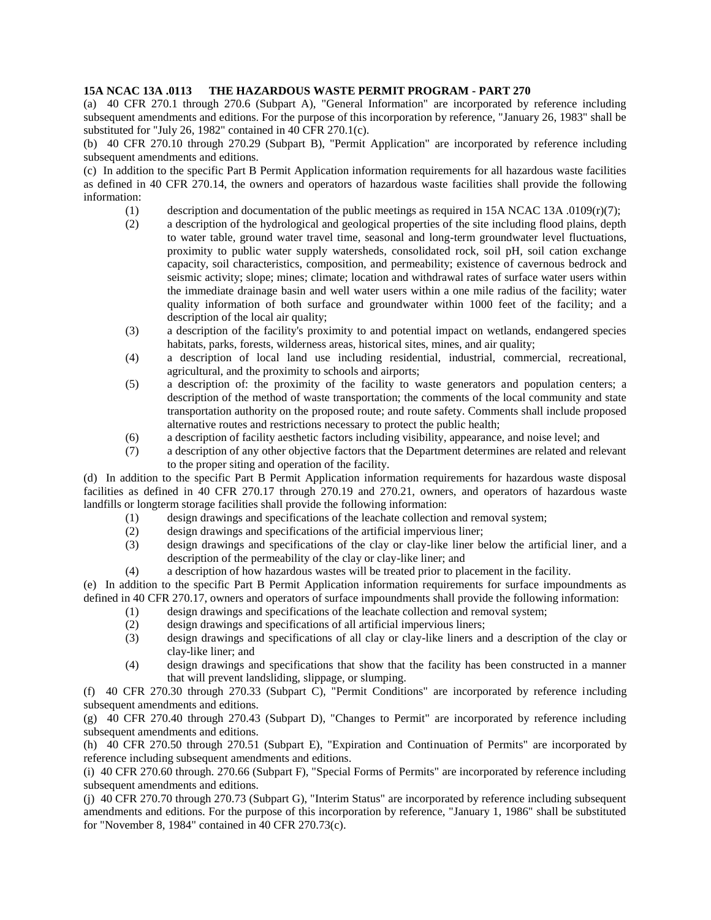**15A NCAC 13A .0113 THE HAZARDOUS WASTE PERMIT PROGRAM - PART 270**

(a) 40 CFR 270.1 through 270.6 (Subpart A), "General Information" are incorporated by reference including subsequent amendments and editions. For the purpose of this incorporation by reference, "January 26, 1983" shall be substituted for "July 26, 1982" contained in 40 CFR 270.1(c).

(b) 40 CFR 270.10 through 270.29 (Subpart B), "Permit Application" are incorporated by reference including subsequent amendments and editions.

(c) In addition to the specific Part B Permit Application information requirements for all hazardous waste facilities as defined in 40 CFR 270.14, the owners and operators of hazardous waste facilities shall provide the following information:

- (1) description and documentation of the public meetings as required in 15A NCAC 13A .0109(r)(7);
- (2) a description of the hydrological and geological properties of the site including flood plains, depth to water table, ground water travel time, seasonal and long-term groundwater level fluctuations, proximity to public water supply watersheds, consolidated rock, soil pH, soil cation exchange capacity, soil characteristics, composition, and permeability; existence of cavernous bedrock and seismic activity; slope; mines; climate; location and withdrawal rates of surface water users within the immediate drainage basin and well water users within a one mile radius of the facility; water quality information of both surface and groundwater within 1000 feet of the facility; and a description of the local air quality;
- (3) a description of the facility's proximity to and potential impact on wetlands, endangered species habitats, parks, forests, wilderness areas, historical sites, mines, and air quality;
- (4) a description of local land use including residential, industrial, commercial, recreational, agricultural, and the proximity to schools and airports;
- (5) a description of: the proximity of the facility to waste generators and population centers; a description of the method of waste transportation; the comments of the local community and state transportation authority on the proposed route; and route safety. Comments shall include proposed alternative routes and restrictions necessary to protect the public health;
- (6) a description of facility aesthetic factors including visibility, appearance, and noise level; and
- (7) a description of any other objective factors that the Department determines are related and relevant to the proper siting and operation of the facility.

(d) In addition to the specific Part B Permit Application information requirements for hazardous waste disposal facilities as defined in 40 CFR 270.17 through 270.19 and 270.21, owners, and operators of hazardous waste landfills or longterm storage facilities shall provide the following information:

- (1) design drawings and specifications of the leachate collection and removal system;
- (2) design drawings and specifications of the artificial impervious liner;
- (3) design drawings and specifications of the clay or clay-like liner below the artificial liner, and a description of the permeability of the clay or clay-like liner; and
- (4) a description of how hazardous wastes will be treated prior to placement in the facility.

(e) In addition to the specific Part B Permit Application information requirements for surface impoundments as defined in 40 CFR 270.17, owners and operators of surface impoundments shall provide the following information:

- (1) design drawings and specifications of the leachate collection and removal system;
- (2) design drawings and specifications of all artificial impervious liners;
- (3) design drawings and specifications of all clay or clay-like liners and a description of the clay or clay-like liner; and
- (4) design drawings and specifications that show that the facility has been constructed in a manner that will prevent landsliding, slippage, or slumping.

(f) 40 CFR 270.30 through 270.33 (Subpart C), "Permit Conditions" are incorporated by reference including subsequent amendments and editions.

(g) 40 CFR 270.40 through 270.43 (Subpart D), "Changes to Permit" are incorporated by reference including subsequent amendments and editions.

(h) 40 CFR 270.50 through 270.51 (Subpart E), "Expiration and Continuation of Permits" are incorporated by reference including subsequent amendments and editions.

(i) 40 CFR 270.60 through. 270.66 (Subpart F), "Special Forms of Permits" are incorporated by reference including subsequent amendments and editions.

(j) 40 CFR 270.70 through 270.73 (Subpart G), "Interim Status" are incorporated by reference including subsequent amendments and editions. For the purpose of this incorporation by reference, "January 1, 1986" shall be substituted for "November 8, 1984" contained in 40 CFR 270.73(c).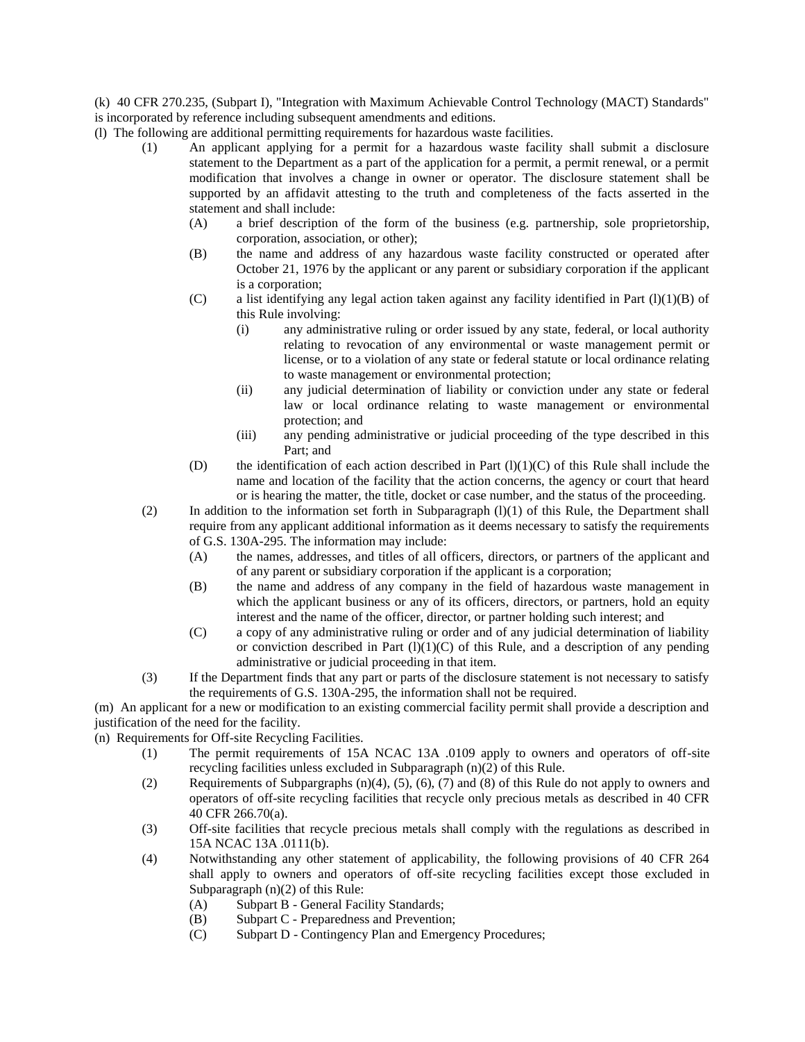(k) 40 CFR 270.235, (Subpart I), "Integration with Maximum Achievable Control Technology (MACT) Standards" is incorporated by reference including subsequent amendments and editions.

(l) The following are additional permitting requirements for hazardous waste facilities.

- (1) An applicant applying for a permit for a hazardous waste facility shall submit a disclosure statement to the Department as a part of the application for a permit, a permit renewal, or a permit modification that involves a change in owner or operator. The disclosure statement shall be supported by an affidavit attesting to the truth and completeness of the facts asserted in the statement and shall include:
  - (A) a brief description of the form of the business (e.g. partnership, sole proprietorship, corporation, association, or other);
  - (B) the name and address of any hazardous waste facility constructed or operated after October 21, 1976 by the applicant or any parent or subsidiary corporation if the applicant is a corporation;
  - (C) a list identifying any legal action taken against any facility identified in Part (l)(1)(B) of this Rule involving:
    - (i) any administrative ruling or order issued by any state, federal, or local authority relating to revocation of any environmental or waste management permit or license, or to a violation of any state or federal statute or local ordinance relating to waste management or environmental protection;
    - (ii) any judicial determination of liability or conviction under any state or federal law or local ordinance relating to waste management or environmental protection; and
    - (iii) any pending administrative or judicial proceeding of the type described in this Part; and
  - (D) the identification of each action described in Part (l)(1)(C) of this Rule shall include the name and location of the facility that the action concerns, the agency or court that heard or is hearing the matter, the title, docket or case number, and the status of the proceeding.
- (2) In addition to the information set forth in Subparagraph (l)(1) of this Rule, the Department shall require from any applicant additional information as it deems necessary to satisfy the requirements of G.S. 130A-295. The information may include:
  - (A) the names, addresses, and titles of all officers, directors, or partners of the applicant and of any parent or subsidiary corporation if the applicant is a corporation;
  - (B) the name and address of any company in the field of hazardous waste management in which the applicant business or any of its officers, directors, or partners, hold an equity interest and the name of the officer, director, or partner holding such interest; and
  - (C) a copy of any administrative ruling or order and of any judicial determination of liability or conviction described in Part (l)(1)(C) of this Rule, and a description of any pending administrative or judicial proceeding in that item.
- (3) If the Department finds that any part or parts of the disclosure statement is not necessary to satisfy the requirements of G.S. 130A-295, the information shall not be required.

(m) An applicant for a new or modification to an existing commercial facility permit shall provide a description and justification of the need for the facility.

(n) Requirements for Off-site Recycling Facilities.

- (1) The permit requirements of 15A NCAC 13A .0109 apply to owners and operators of off-site recycling facilities unless excluded in Subparagraph (n)(2) of this Rule.
- (2) Requirements of Subpargraphs (n)(4), (5), (6), (7) and (8) of this Rule do not apply to owners and operators of off-site recycling facilities that recycle only precious metals as described in 40 CFR 40 CFR 266.70(a).
- (3) Off-site facilities that recycle precious metals shall comply with the regulations as described in 15A NCAC 13A .0111(b).
- (4) Notwithstanding any other statement of applicability, the following provisions of 40 CFR 264 shall apply to owners and operators of off-site recycling facilities except those excluded in Subparagraph (n)(2) of this Rule:
  - (A) Subpart B - General Facility Standards;
  - (B) Subpart C - Preparedness and Prevention;
  - (C) Subpart D - Contingency Plan and Emergency Procedures;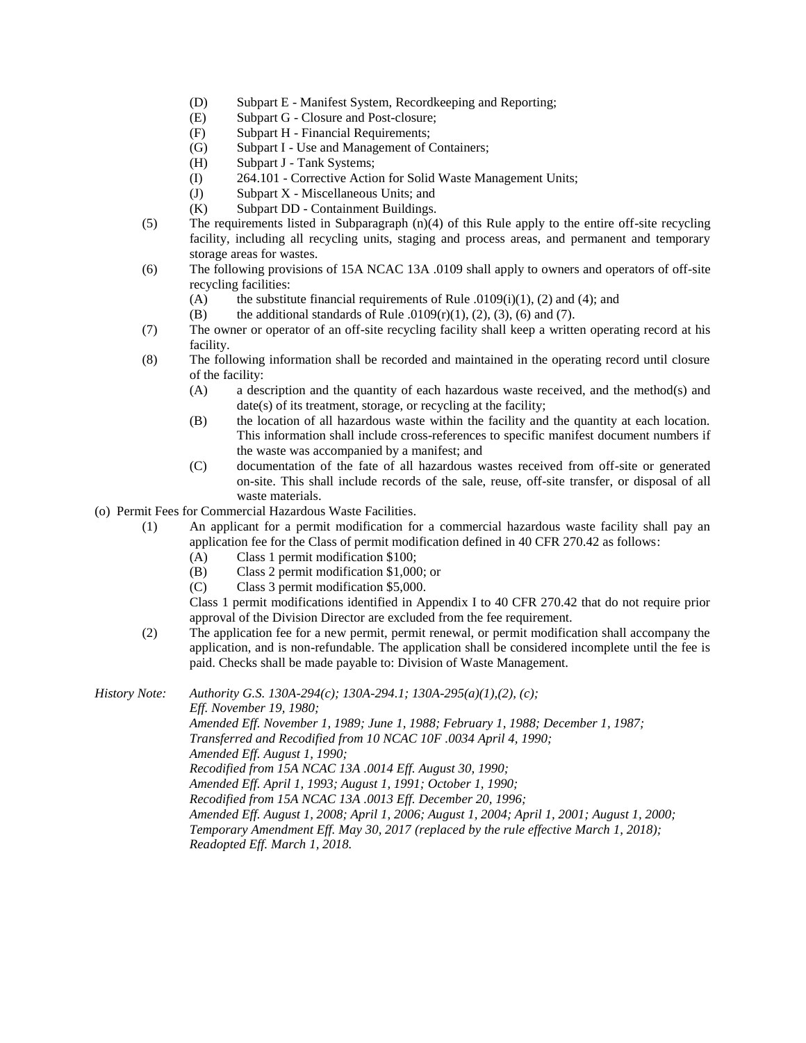(D) Subpart E - Manifest System, Recordkeeping and Reporting;
(E) Subpart G - Closure and Post-closure;
(F) Subpart H - Financial Requirements;
(G) Subpart I - Use and Management of Containers;
(H) Subpart J - Tank Systems;
(I) 264.101 - Corrective Action for Solid Waste Management Units;
(J) Subpart X - Miscellaneous Units; and
(K) Subpart DD - Containment Buildings.

(5) The requirements listed in Subparagraph (n)(4) of this Rule apply to the entire off-site recycling facility, including all recycling units, staging and process areas, and permanent and temporary storage areas for wastes.

(6) The following provisions of 15A NCAC 13A .0109 shall apply to owners and operators of off-site recycling facilities:
(A) the substitute financial requirements of Rule .0109(i)(1), (2) and (4); and
(B) the additional standards of Rule .0109(r)(1), (2), (3), (6) and (7).

(7) The owner or operator of an off-site recycling facility shall keep a written operating record at his facility.

(8) The following information shall be recorded and maintained in the operating record until closure of the facility:
(A) a description and the quantity of each hazardous waste received, and the method(s) and date(s) of its treatment, storage, or recycling at the facility;
(B) the location of all hazardous waste within the facility and the quantity at each location. This information shall include cross-references to specific manifest document numbers if the waste was accompanied by a manifest; and
(C) documentation of the fate of all hazardous wastes received from off-site or generated on-site. This shall include records of the sale, reuse, off-site transfer, or disposal of all waste materials.

(o) Permit Fees for Commercial Hazardous Waste Facilities.

(1) An applicant for a permit modification for a commercial hazardous waste facility shall pay an application fee for the Class of permit modification defined in 40 CFR 270.42 as follows:
(A) Class 1 permit modification $100;
(B) Class 2 permit modification $1,000; or
(C) Class 3 permit modification $5,000.

Class 1 permit modifications identified in Appendix I to 40 CFR 270.42 that do not require prior approval of the Division Director are excluded from the fee requirement.

(2) The application fee for a new permit, permit renewal, or permit modification shall accompany the application, and is non-refundable. The application shall be considered incomplete until the fee is paid. Checks shall be made payable to: Division of Waste Management.

*History Note: Authority G.S. 130A-294(c); 130A-294.1; 130A-295(a)(1),(2), (c);*
*Eff. November 19, 1980;*
*Amended Eff. November 1, 1989; June 1, 1988; February 1, 1988; December 1, 1987;*
*Transferred and Recodified from 10 NCAC 10F .0034 April 4, 1990;*
*Amended Eff. August 1, 1990;*
*Recodified from 15A NCAC 13A .0014 Eff. August 30, 1990;*
*Amended Eff. April 1, 1993; August 1, 1991; October 1, 1990;*
*Recodified from 15A NCAC 13A .0013 Eff. December 20, 1996;*
*Amended Eff. August 1, 2008; April 1, 2006; August 1, 2004; April 1, 2001; August 1, 2000;*
*Temporary Amendment Eff. May 30, 2017 (replaced by the rule effective March 1, 2018);*
*Readopted Eff. March 1, 2018.*